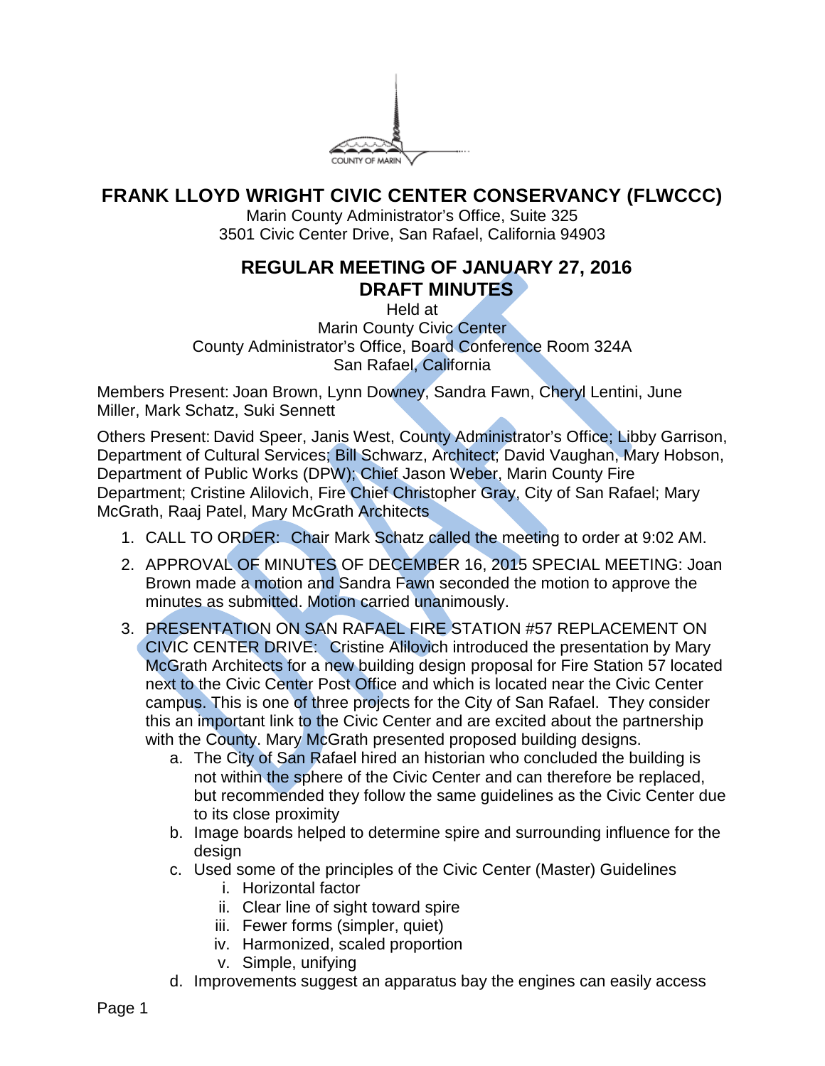# FRANK LLOYD WRIGHT CIVIC CENTER CONSERVANCY (FLWCCC)

Marin County Administrator's Office, Suite 325
3501 Civic Center Drive, San Rafael, California 94903

## REGULAR MEETING OF JANUARY 27, 2016
## DRAFT MINUTES

Held at
Marin County Civic Center
County Administrator's Office, Board Conference Room 324A
San Rafael, California

Members Present: Joan Brown, Lynn Downey, Sandra Fawn, Cheryl Lentini, June Miller, Mark Schatz, Suki Sennett

Others Present: David Speer, Janis West, County Administrator's Office; Libby Garrison, Department of Cultural Services; Bill Schwarz, Architect; David Vaughan, Mary Hobson, Department of Public Works (DPW); Chief Jason Weber, Marin County Fire Department; Cristine Alilovich, Fire Chief Christopher Gray, City of San Rafael; Mary McGrath, Raaj Patel, Mary McGrath Architects

1. CALL TO ORDER: Chair Mark Schatz called the meeting to order at 9:02 AM.
2. APPROVAL OF MINUTES OF DECEMBER 16, 2015 SPECIAL MEETING: Joan Brown made a motion and Sandra Fawn seconded the motion to approve the minutes as submitted. Motion carried unanimously.
3. PRESENTATION ON SAN RAFAEL FIRE STATION #57 REPLACEMENT ON CIVIC CENTER DRIVE: Cristine Alilovich introduced the presentation by Mary McGrath Architects for a new building design proposal for Fire Station 57 located next to the Civic Center Post Office and which is located near the Civic Center campus. This is one of three projects for the City of San Rafael. They consider this an important link to the Civic Center and are excited about the partnership with the County. Mary McGrath presented proposed building designs.
   a. The City of San Rafael hired an historian who concluded the building is not within the sphere of the Civic Center and can therefore be replaced, but recommended they follow the same guidelines as the Civic Center due to its close proximity
   b. Image boards helped to determine spire and surrounding influence for the design
   c. Used some of the principles of the Civic Center (Master) Guidelines
      i. Horizontal factor
      ii. Clear line of sight toward spire
      iii. Fewer forms (simpler, quiet)
      iv. Harmonized, scaled proportion
      v. Simple, unifying
   d. Improvements suggest an apparatus bay the engines can easily access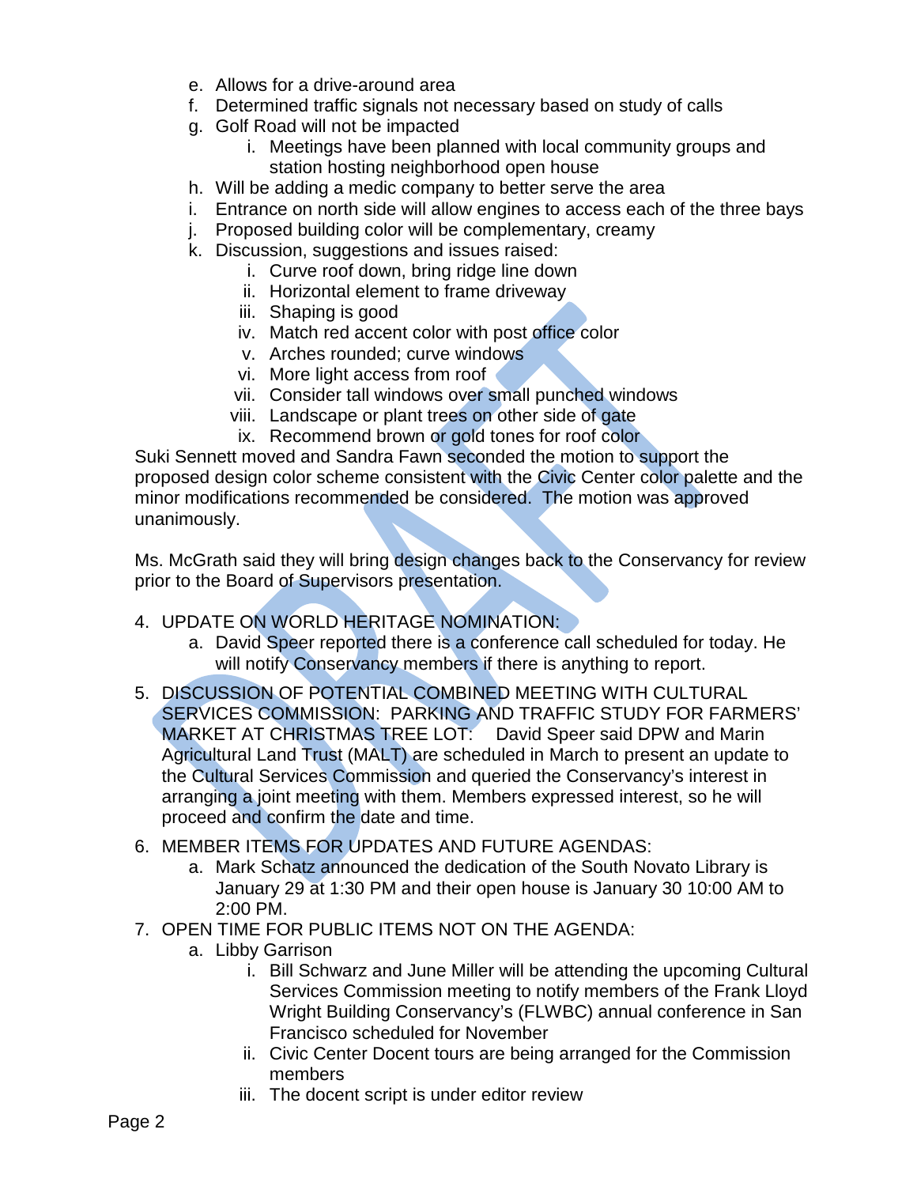e. Allows for a drive-around area
   f. Determined traffic signals not necessary based on study of calls
   g. Golf Road will not be impacted
      i. Meetings have been planned with local community groups and station hosting neighborhood open house
   h. Will be adding a medic company to better serve the area
   i. Entrance on north side will allow engines to access each of the three bays
   j. Proposed building color will be complementary, creamy
   k. Discussion, suggestions and issues raised:
      i. Curve roof down, bring ridge line down
      ii. Horizontal element to frame driveway
      iii. Shaping is good
      iv. Match red accent color with post office color
      v. Arches rounded; curve windows
      vi. More light access from roof
      vii. Consider tall windows over small punched windows
      viii. Landscape or plant trees on other side of gate
      ix. Recommend brown or gold tones for roof color

Suki Sennett moved and Sandra Fawn seconded the motion to support the proposed design color scheme consistent with the Civic Center color palette and the minor modifications recommended be considered. The motion was approved unanimously.

Ms. McGrath said they will bring design changes back to the Conservancy for review prior to the Board of Supervisors presentation.

4. UPDATE ON WORLD HERITAGE NOMINATION:
   a. David Speer reported there is a conference call scheduled for today. He will notify Conservancy members if there is anything to report.
5. DISCUSSION OF POTENTIAL COMBINED MEETING WITH CULTURAL SERVICES COMMISSION: PARKING AND TRAFFIC STUDY FOR FARMERS' MARKET AT CHRISTMAS TREE LOT: David Speer said DPW and Marin Agricultural Land Trust (MALT) are scheduled in March to present an update to the Cultural Services Commission and queried the Conservancy's interest in arranging a joint meeting with them. Members expressed interest, so he will proceed and confirm the date and time.
6. MEMBER ITEMS FOR UPDATES AND FUTURE AGENDAS:
   a. Mark Schatz announced the dedication of the South Novato Library is January 29 at 1:30 PM and their open house is January 30 10:00 AM to 2:00 PM.
7. OPEN TIME FOR PUBLIC ITEMS NOT ON THE AGENDA:
   a. Libby Garrison
      i. Bill Schwarz and June Miller will be attending the upcoming Cultural Services Commission meeting to notify members of the Frank Lloyd Wright Building Conservancy's (FLWBC) annual conference in San Francisco scheduled for November
      ii. Civic Center Docent tours are being arranged for the Commission members
      iii. The docent script is under editor review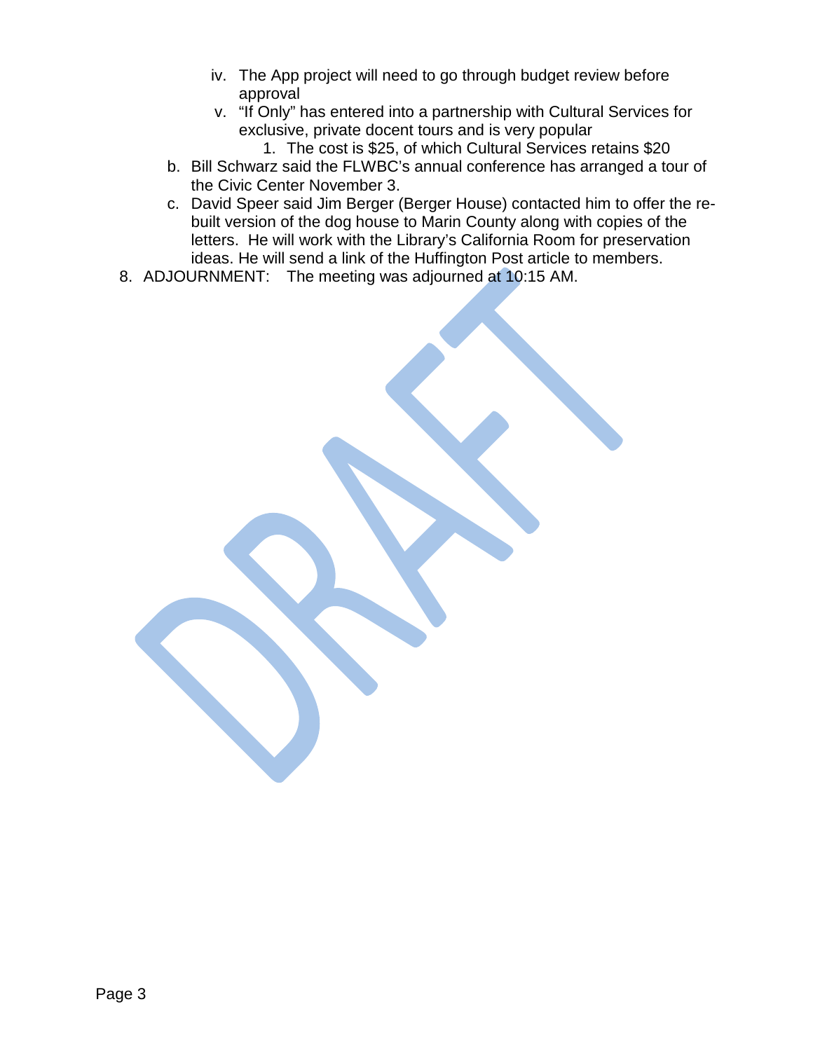iv. The App project will need to go through budget review before approval
   v. "If Only" has entered into a partnership with Cultural Services for exclusive, private docent tours and is very popular
      1. The cost is $25, of which Cultural Services retains $20

b. Bill Schwarz said the FLWBC's annual conference has arranged a tour of the Civic Center November 3.

c. David Speer said Jim Berger (Berger House) contacted him to offer the re-built version of the dog house to Marin County along with copies of the letters. He will work with the Library's California Room for preservation ideas. He will send a link of the Huffington Post article to members.

8. ADJOURNMENT: The meeting was adjourned at 10:15 AM.